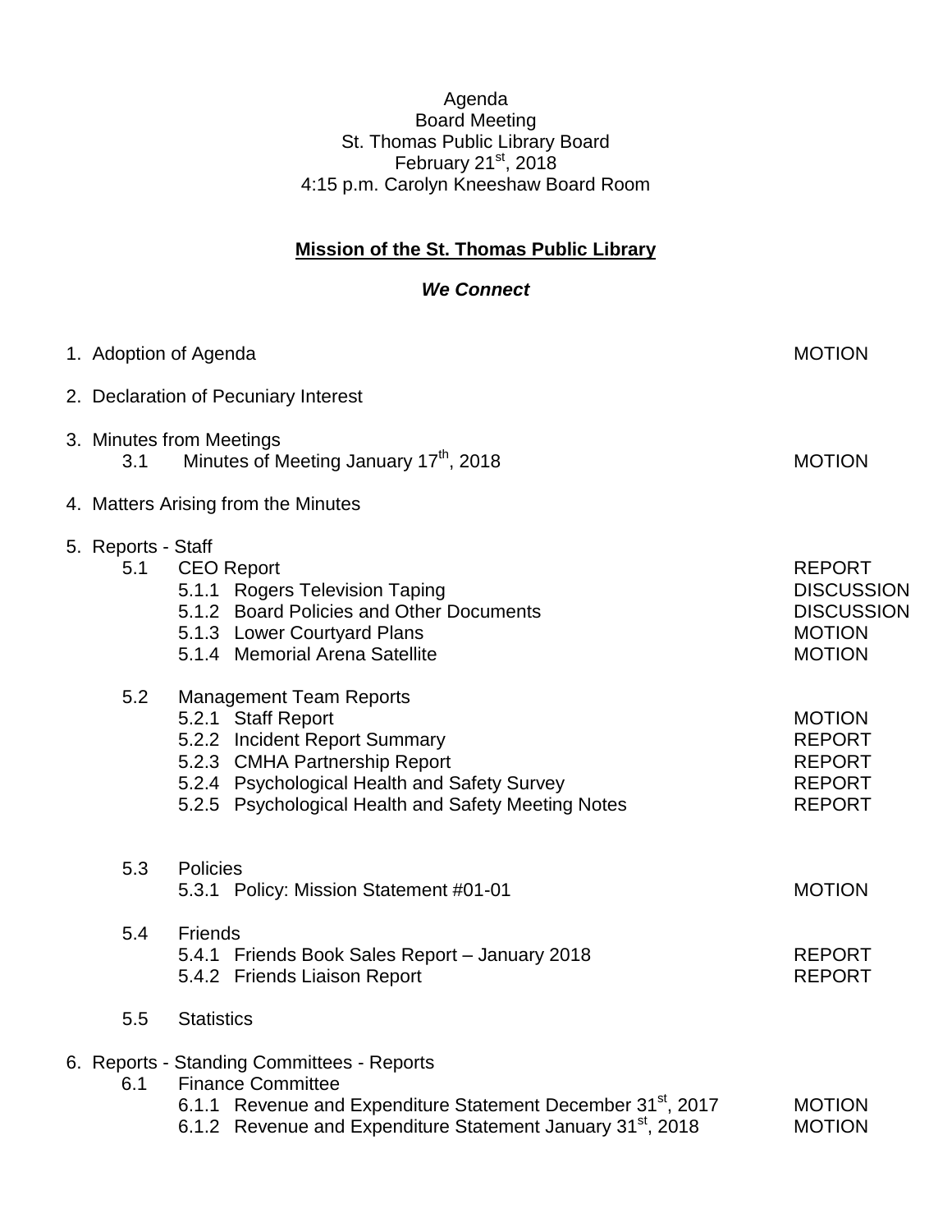Agenda
Board Meeting
St. Thomas Public Library Board
February 21st, 2018
4:15 p.m. Carolyn Kneeshaw Board Room

**Mission of the St. Thomas Public Library**

***We Connect***

| Item | Action |
|---|---|
| 1. Adoption of Agenda | MOTION |
| 2. Declaration of Pecuniary Interest | |
| 3. Minutes from Meetings | |
| 3.1 Minutes of Meeting January 17th, 2018 | MOTION |
| 4. Matters Arising from the Minutes | |
| 5. Reports - Staff | |
| 5.1 CEO Report | REPORT |
| 5.1.1 Rogers Television Taping | DISCUSSION |
| 5.1.2 Board Policies and Other Documents | DISCUSSION |
| 5.1.3 Lower Courtyard Plans | MOTION |
| 5.1.4 Memorial Arena Satellite | MOTION |
| 5.2 Management Team Reports | |
| 5.2.1 Staff Report | MOTION |
| 5.2.2 Incident Report Summary | REPORT |
| 5.2.3 CMHA Partnership Report | REPORT |
| 5.2.4 Psychological Health and Safety Survey | REPORT |
| 5.2.5 Psychological Health and Safety Meeting Notes | REPORT |
| 5.3 Policies | |
| 5.3.1 Policy: Mission Statement #01-01 | MOTION |
| 5.4 Friends | |
| 5.4.1 Friends Book Sales Report – January 2018 | REPORT |
| 5.4.2 Friends Liaison Report | REPORT |
| 5.5 Statistics | |
| 6. Reports - Standing Committees - Reports | |
| 6.1 Finance Committee | |
| 6.1.1 Revenue and Expenditure Statement December 31st, 2017 | MOTION |
| 6.1.2 Revenue and Expenditure Statement January 31st, 2018 | MOTION |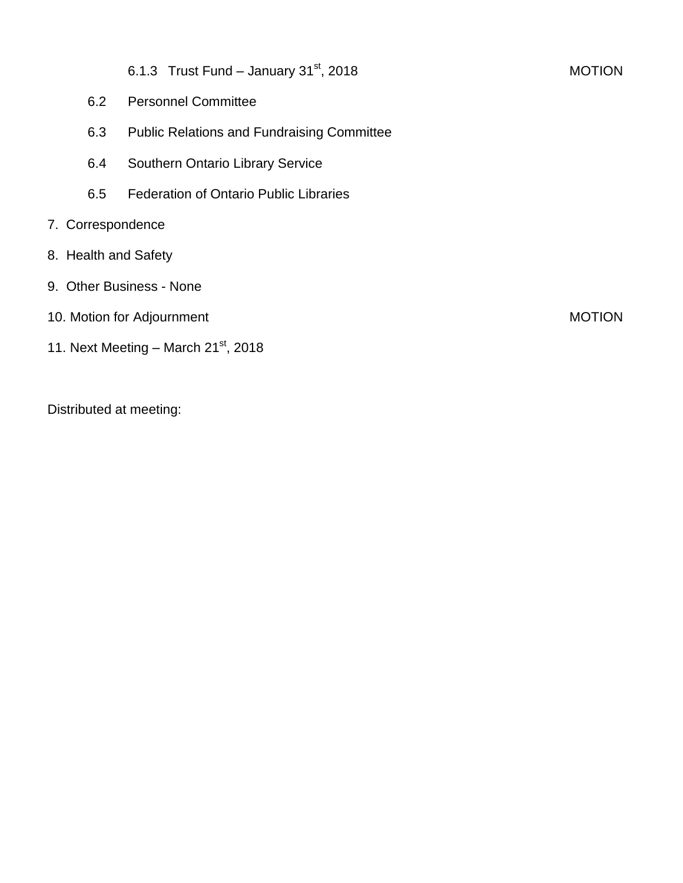6.1.3 Trust Fund – January 31st, 2018 MOTION

6.2 Personnel Committee

6.3 Public Relations and Fundraising Committee

6.4 Southern Ontario Library Service

6.5 Federation of Ontario Public Libraries

7. Correspondence

8. Health and Safety

9. Other Business - None

10. Motion for Adjournment MOTION

11. Next Meeting – March 21st, 2018

Distributed at meeting: